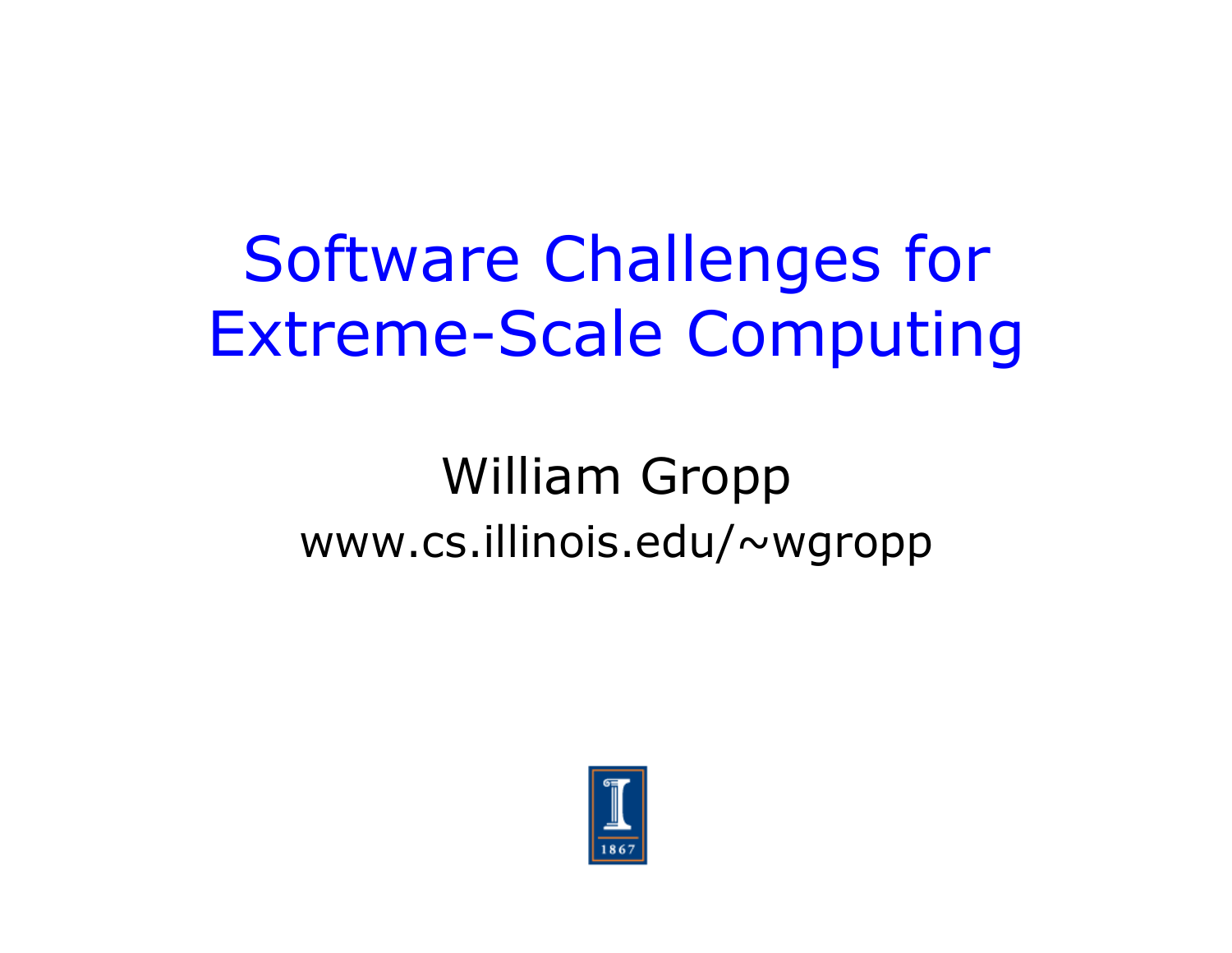# Software Challenges for Extreme-Scale Computing

William Gropp

www.cs.illinois.edu/~wgropp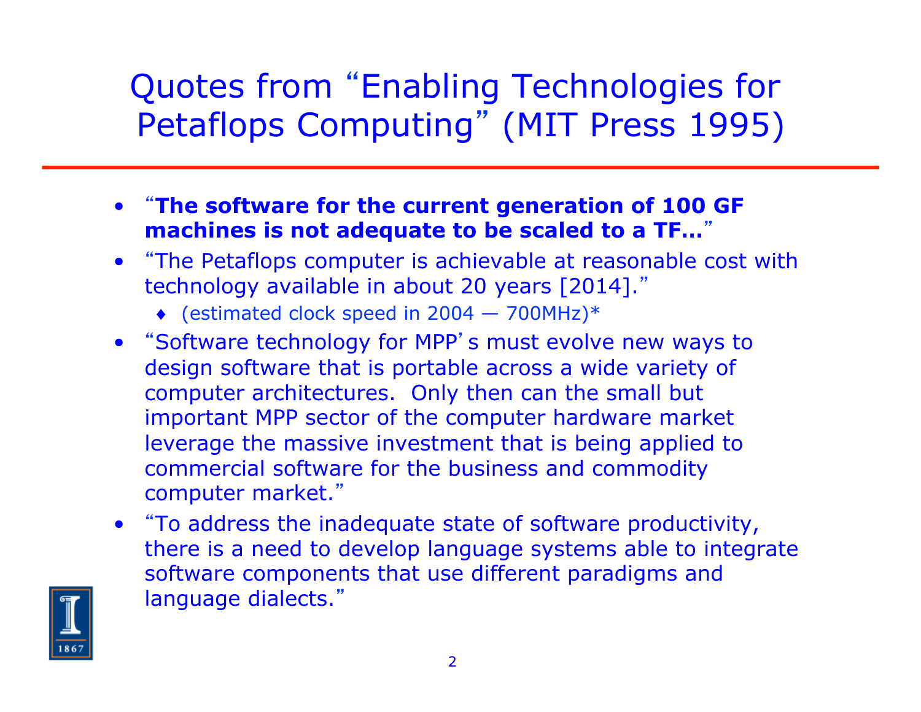# Quotes from "Enabling Technologies for Petaflops Computing" (MIT Press 1995)

- "**The software for the current generation of 100 GF machines is not adequate to be scaled to a TF…**"
- "The Petaflops computer is achievable at reasonable cost with technology available in about 20 years [2014]."
  - (estimated clock speed in 2004 — 700MHz)*
- "Software technology for MPP's must evolve new ways to design software that is portable across a wide variety of computer architectures. Only then can the small but important MPP sector of the computer hardware market leverage the massive investment that is being applied to commercial software for the business and commodity computer market."
- "To address the inadequate state of software productivity, there is a need to develop language systems able to integrate software components that use different paradigms and language dialects."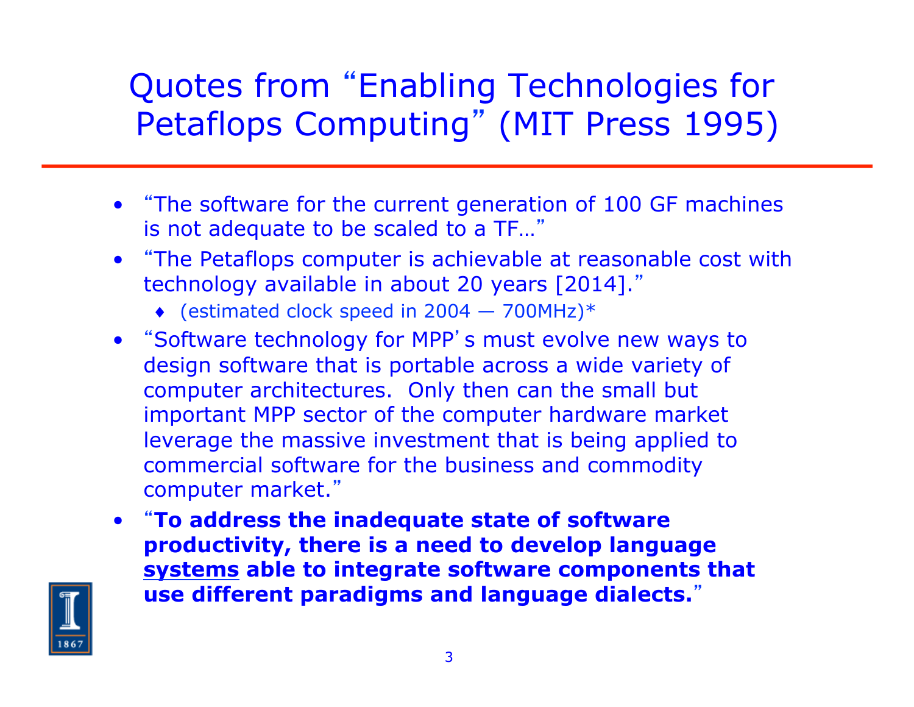# Quotes from "Enabling Technologies for Petaflops Computing" (MIT Press 1995)

- "The software for the current generation of 100 GF machines is not adequate to be scaled to a TF…"
- "The Petaflops computer is achievable at reasonable cost with technology available in about 20 years [2014]."
  - (estimated clock speed in 2004 — 700MHz)*
- "Software technology for MPP's must evolve new ways to design software that is portable across a wide variety of computer architectures. Only then can the small but important MPP sector of the computer hardware market leverage the massive investment that is being applied to commercial software for the business and commodity computer market."
- "**To address the inadequate state of software productivity, there is a need to develop language <u>systems</u> able to integrate software components that use different paradigms and language dialects.**"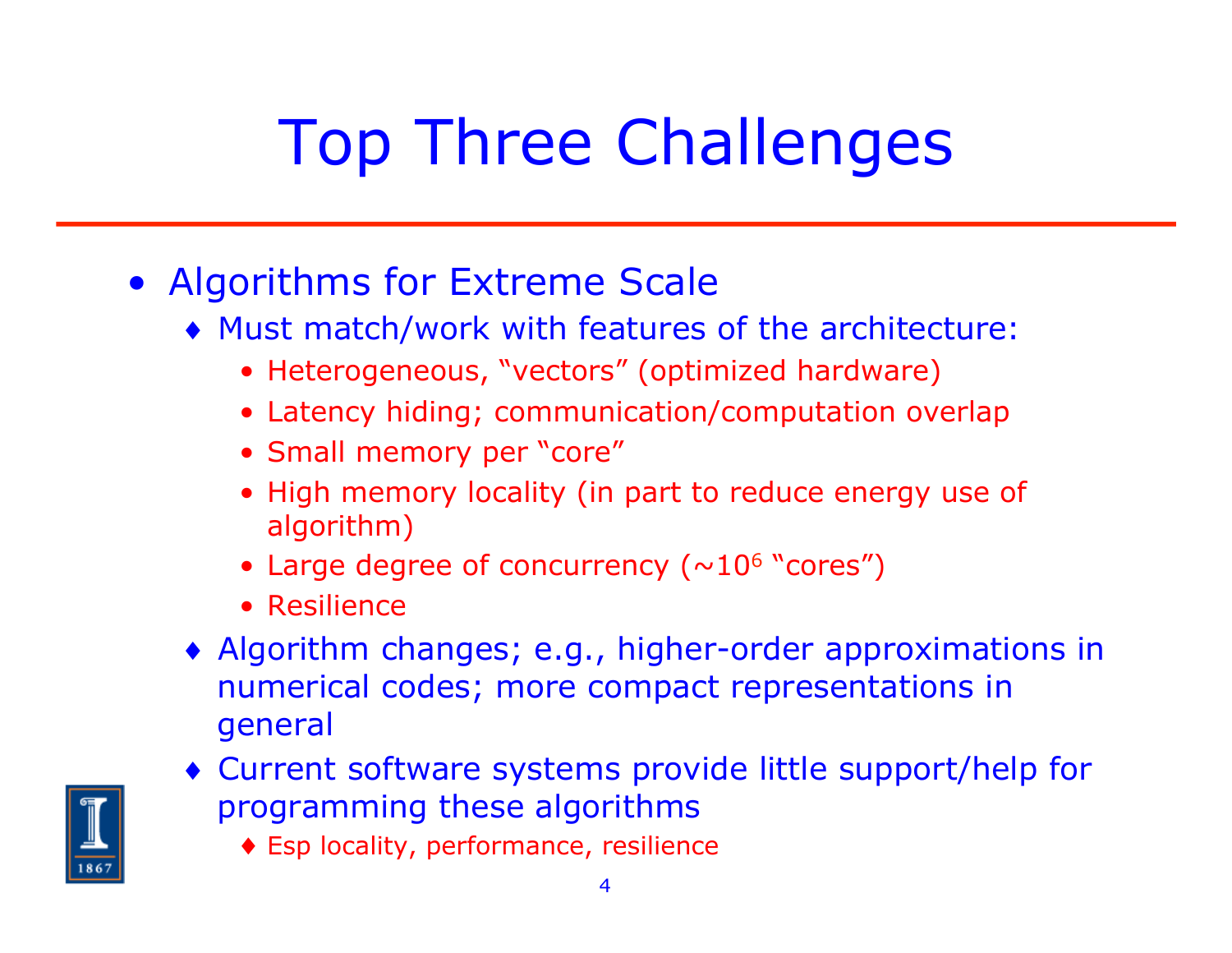# Top Three Challenges

- Algorithms for Extreme Scale
  - Must match/work with features of the architecture:
    - Heterogeneous, "vectors" (optimized hardware)
    - Latency hiding; communication/computation overlap
    - Small memory per "core"
    - High memory locality (in part to reduce energy use of algorithm)
    - Large degree of concurrency (~$10^6$ "cores")
    - Resilience
  - Algorithm changes; e.g., higher-order approximations in numerical codes; more compact representations in general
  - Current software systems provide little support/help for programming these algorithms
    - Esp locality, performance, resilience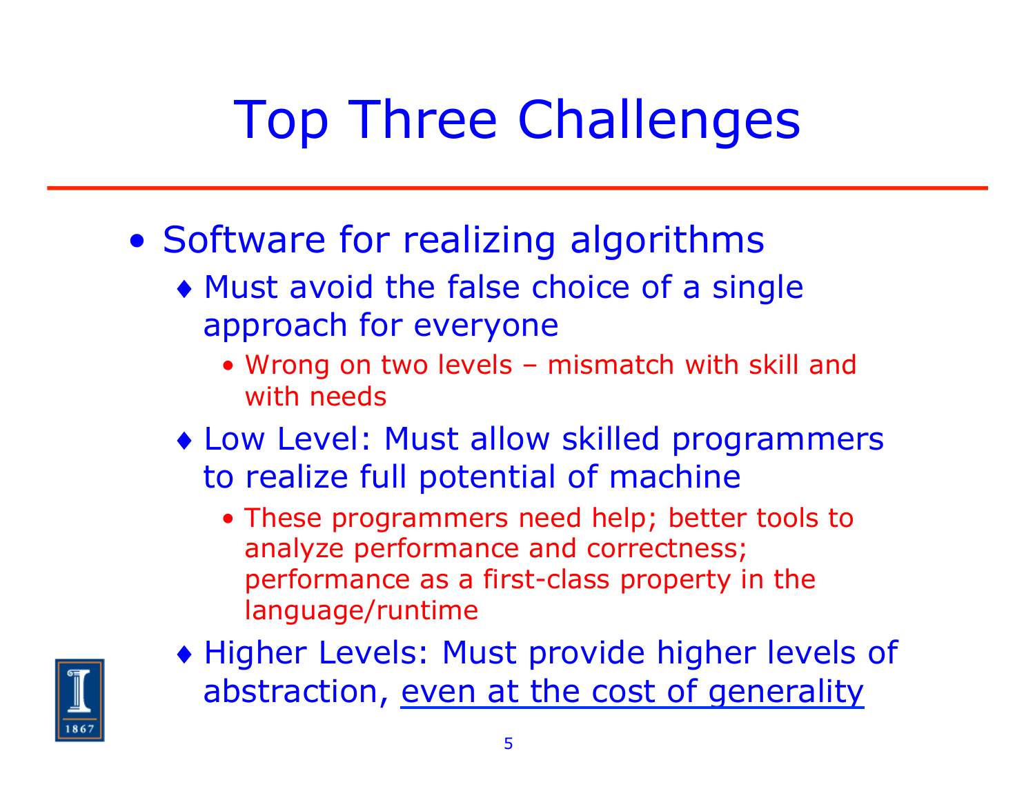# Top Three Challenges

- Software for realizing algorithms
  - Must avoid the false choice of a single approach for everyone
    - Wrong on two levels – mismatch with skill and with needs
  - Low Level: Must allow skilled programmers to realize full potential of machine
    - These programmers need help; better tools to analyze performance and correctness; performance as a first-class property in the language/runtime
  - Higher Levels: Must provide higher levels of abstraction, <u>even at the cost of generality</u>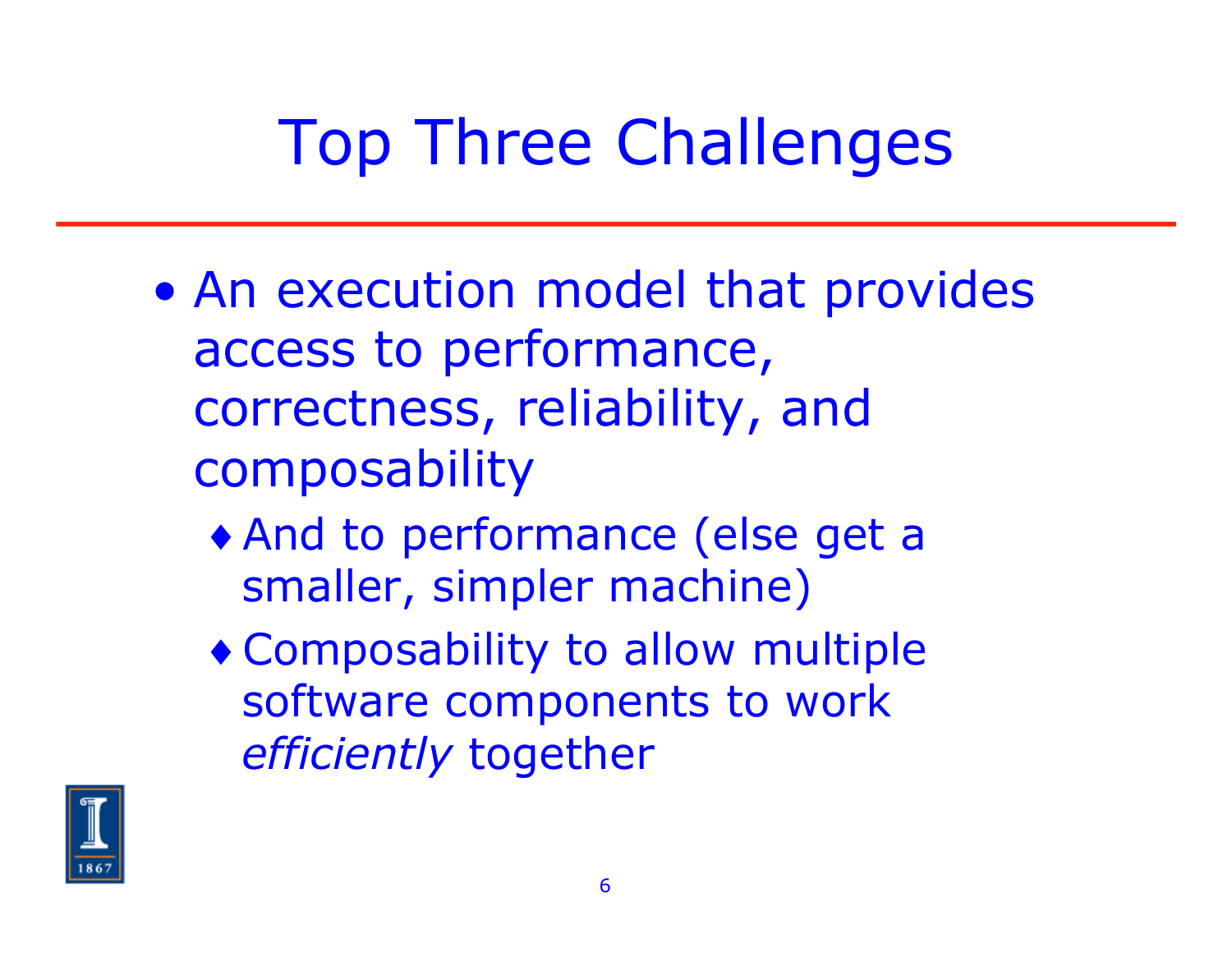# Top Three Challenges

- An execution model that provides access to performance, correctness, reliability, and composability
  - And to performance (else get a smaller, simpler machine)
  - Composability to allow multiple software components to work *efficiently* together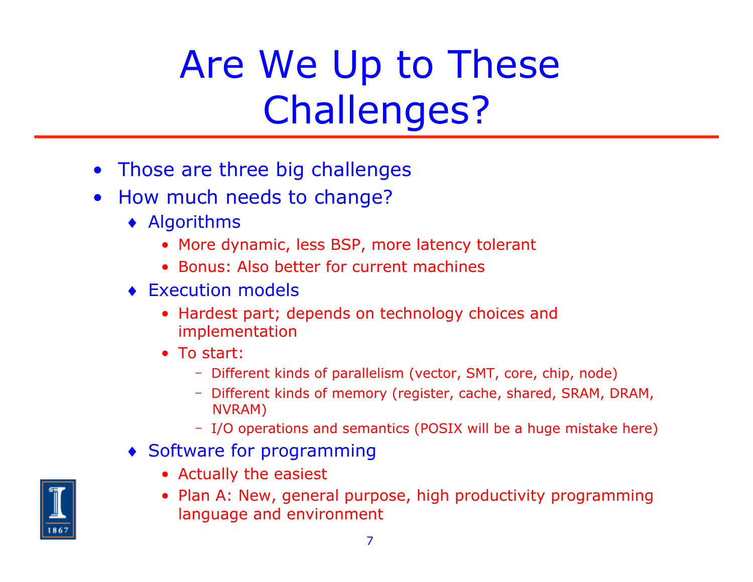# Are We Up to These Challenges?

- Those are three big challenges
- How much needs to change?
  - Algorithms
    - More dynamic, less BSP, more latency tolerant
    - Bonus: Also better for current machines
  - Execution models
    - Hardest part; depends on technology choices and implementation
    - To start:
      - Different kinds of parallelism (vector, SMT, core, chip, node)
      - Different kinds of memory (register, cache, shared, SRAM, DRAM, NVRAM)
      - I/O operations and semantics (POSIX will be a huge mistake here)
  - Software for programming
    - Actually the easiest
    - Plan A: New, general purpose, high productivity programming language and environment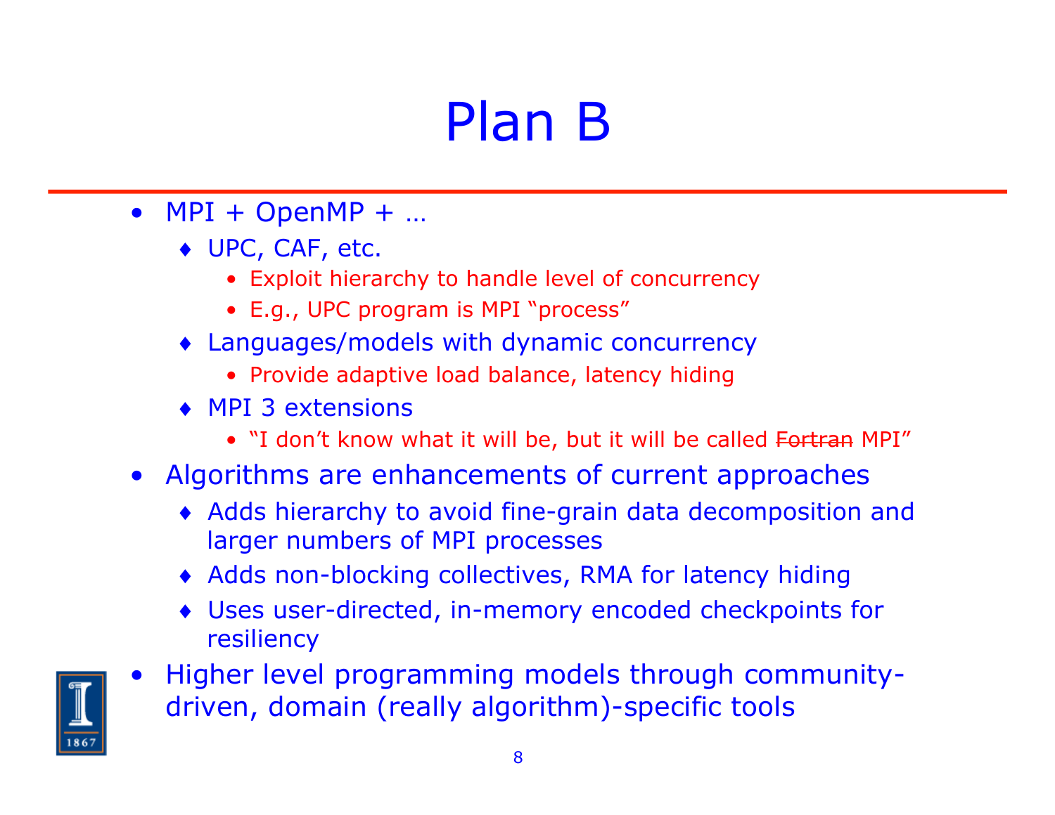# Plan B

- MPI + OpenMP + …
  - UPC, CAF, etc.
    - Exploit hierarchy to handle level of concurrency
    - E.g., UPC program is MPI "process"
  - Languages/models with dynamic concurrency
    - Provide adaptive load balance, latency hiding
  - MPI 3 extensions
    - "I don't know what it will be, but it will be called ~~Fortran~~ MPI"
- Algorithms are enhancements of current approaches
  - Adds hierarchy to avoid fine-grain data decomposition and larger numbers of MPI processes
  - Adds non-blocking collectives, RMA for latency hiding
  - Uses user-directed, in-memory encoded checkpoints for resiliency
- Higher level programming models through community-driven, domain (really algorithm)-specific tools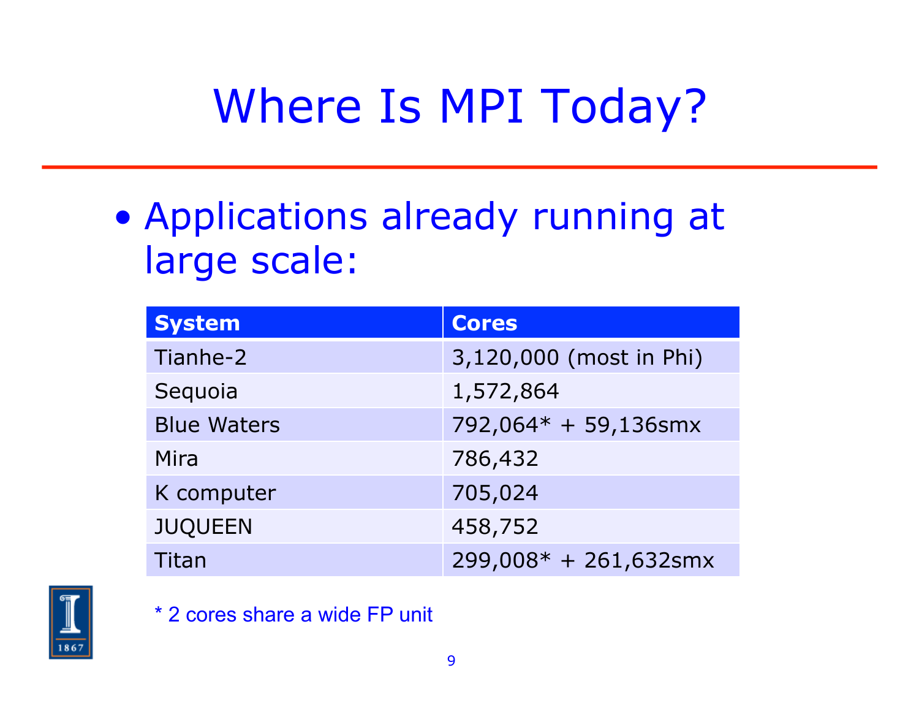# Where Is MPI Today?

- Applications already running at large scale:

| System | Cores |
| --- | --- |
| Tianhe-2 | 3,120,000 (most in Phi) |
| Sequoia | 1,572,864 |
| Blue Waters | 792,064* + 59,136smx |
| Mira | 786,432 |
| K computer | 705,024 |
| JUQUEEN | 458,752 |
| Titan | 299,008* + 261,632smx |

* 2 cores share a wide FP unit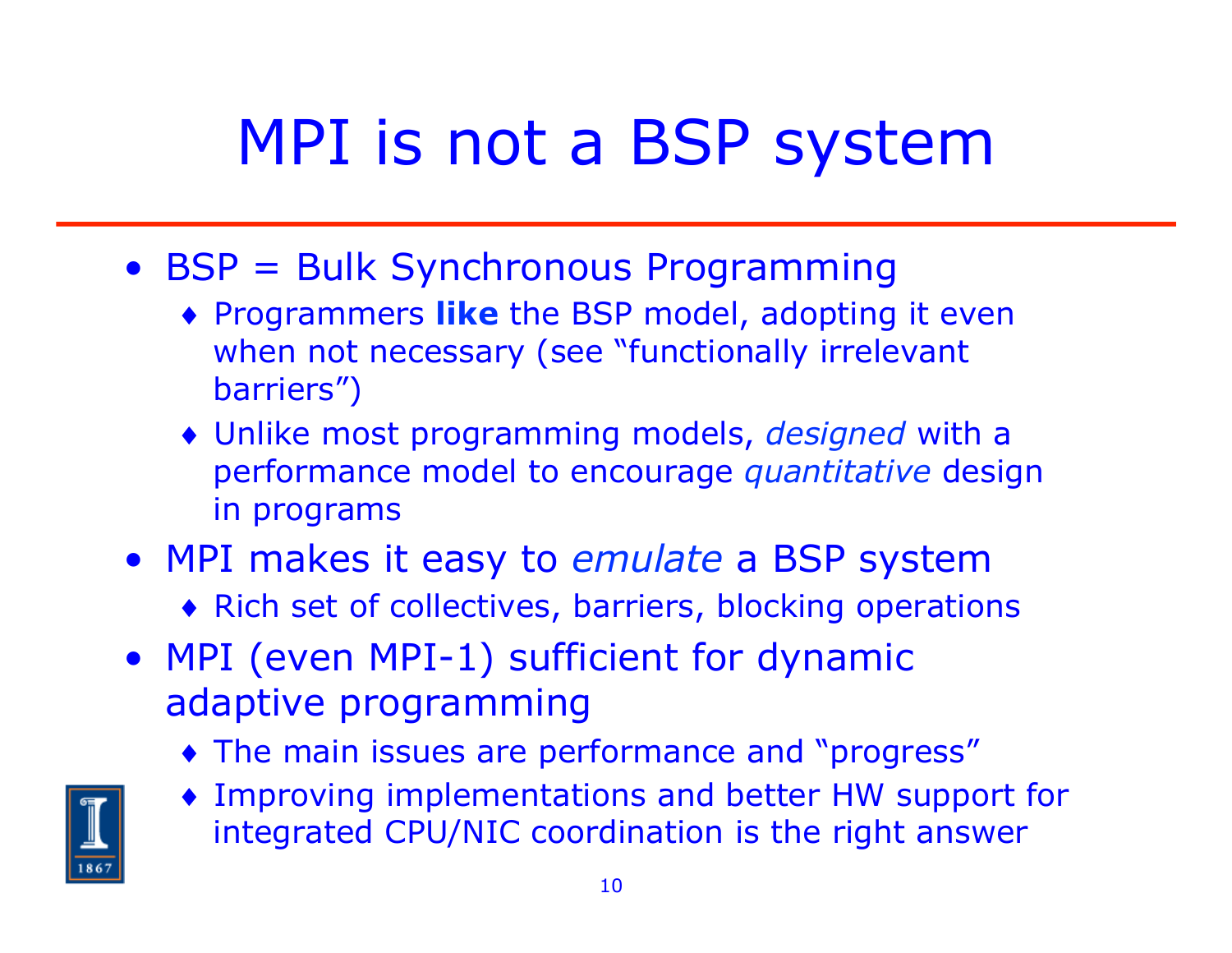# MPI is not a BSP system

- BSP = Bulk Synchronous Programming
  - Programmers **like** the BSP model, adopting it even when not necessary (see "functionally irrelevant barriers")
  - Unlike most programming models, *designed* with a performance model to encourage *quantitative* design in programs
- MPI makes it easy to *emulate* a BSP system
  - Rich set of collectives, barriers, blocking operations
- MPI (even MPI-1) sufficient for dynamic adaptive programming
  - The main issues are performance and "progress"
  - Improving implementations and better HW support for integrated CPU/NIC coordination is the right answer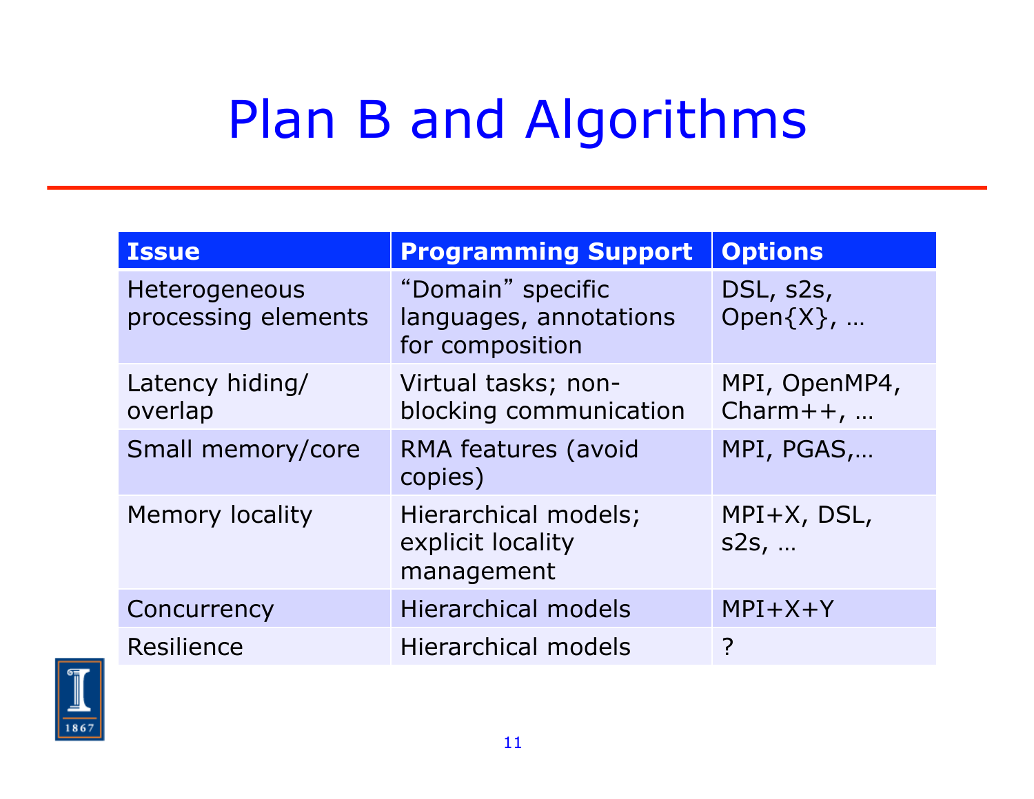# Plan B and Algorithms

| Issue | Programming Support | Options |
| --- | --- | --- |
| Heterogeneous processing elements | "Domain" specific languages, annotations for composition | DSL, s2s, Open{X}, … |
| Latency hiding/ overlap | Virtual tasks; non-blocking communication | MPI, OpenMP4, Charm++, … |
| Small memory/core | RMA features (avoid copies) | MPI, PGAS,… |
| Memory locality | Hierarchical models; explicit locality management | MPI+X, DSL, s2s, … |
| Concurrency | Hierarchical models | MPI+X+Y |
| Resilience | Hierarchical models | ? |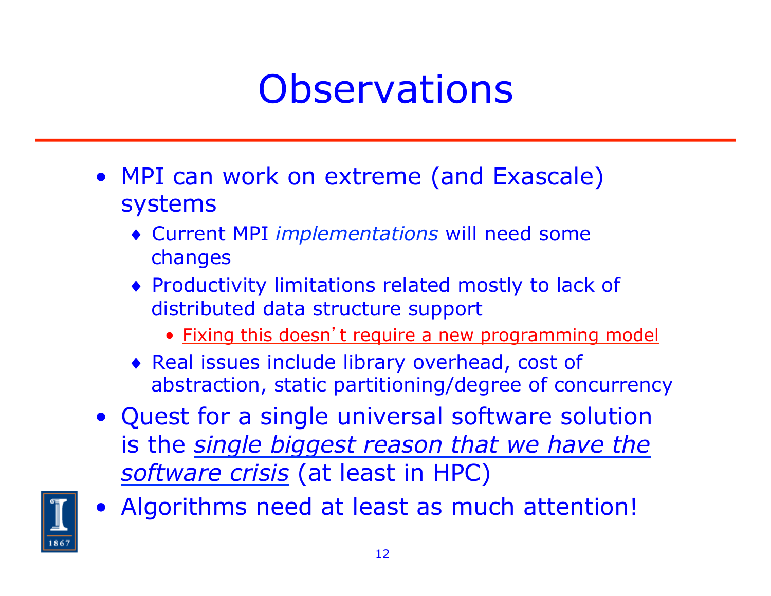# Observations

- MPI can work on extreme (and Exascale) systems
  - Current MPI *implementations* will need some changes
  - Productivity limitations related mostly to lack of distributed data structure support
    - Fixing this doesn't require a new programming model
  - Real issues include library overhead, cost of abstraction, static partitioning/degree of concurrency
- Quest for a single universal software solution is the *single biggest reason that we have the software crisis* (at least in HPC)
- Algorithms need at least as much attention!